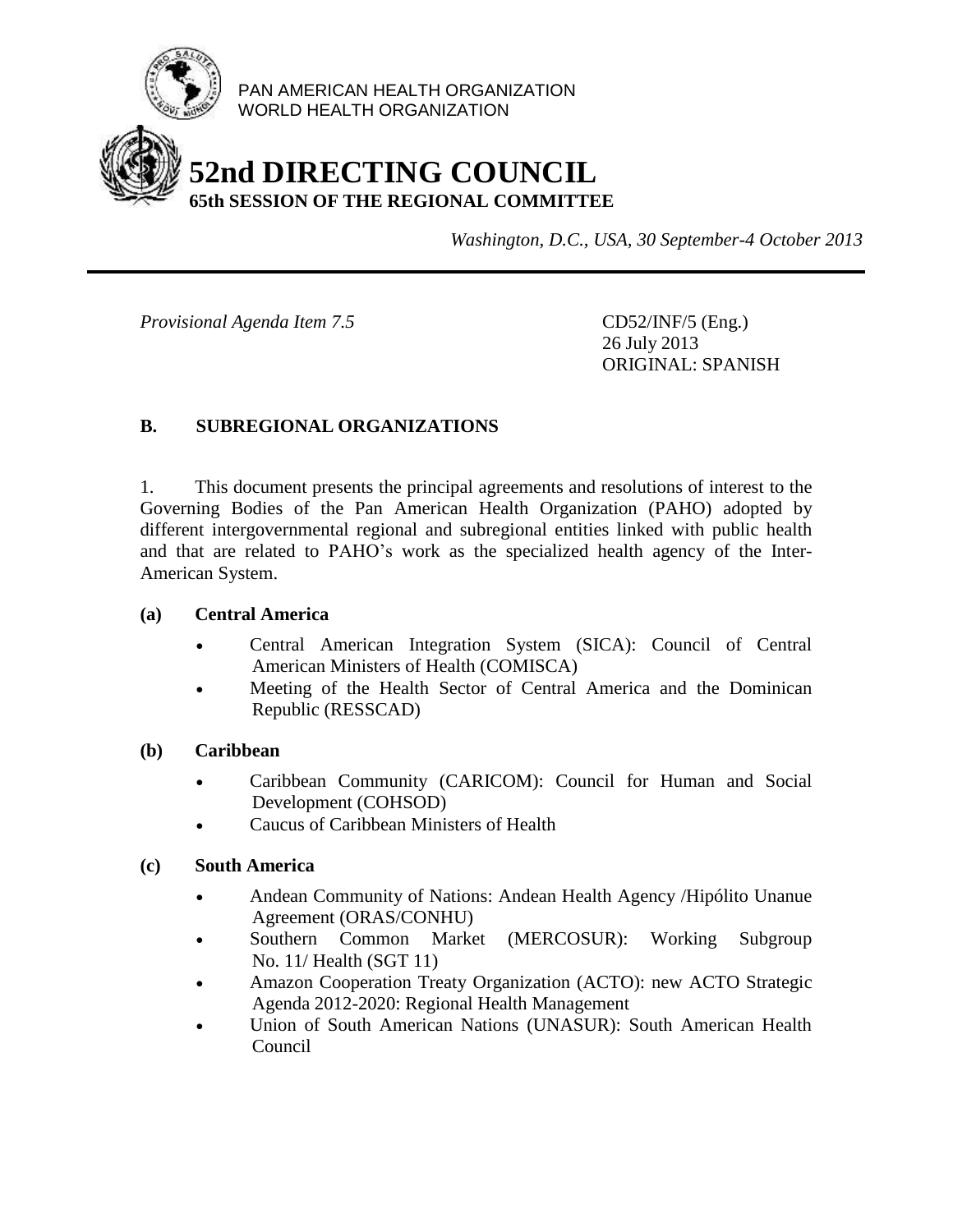PAN AMERICAN HEALTH ORGANIZATION
WORLD HEALTH ORGANIZATION

# 52nd DIRECTING COUNCIL

## 65th SESSION OF THE REGIONAL COMMITTEE

*Washington, D.C., USA, 30 September-4 October 2013*

---

*Provisional Agenda Item 7.5*

CD52/INF/5 (Eng.)
26 July 2013
ORIGINAL: SPANISH

### B. SUBREGIONAL ORGANIZATIONS

1. This document presents the principal agreements and resolutions of interest to the Governing Bodies of the Pan American Health Organization (PAHO) adopted by different intergovernmental regional and subregional entities linked with public health and that are related to PAHO's work as the specialized health agency of the Inter-American System.

**(a) Central America**

- Central American Integration System (SICA): Council of Central American Ministers of Health (COMISCA)
- Meeting of the Health Sector of Central America and the Dominican Republic (RESSCAD)

**(b) Caribbean**

- Caribbean Community (CARICOM): Council for Human and Social Development (COHSOD)
- Caucus of Caribbean Ministers of Health

**(c) South America**

- Andean Community of Nations: Andean Health Agency /Hipólito Unanue Agreement (ORAS/CONHU)
- Southern Common Market (MERCOSUR): Working Subgroup No. 11/ Health (SGT 11)
- Amazon Cooperation Treaty Organization (ACTO): new ACTO Strategic Agenda 2012-2020: Regional Health Management
- Union of South American Nations (UNASUR): South American Health Council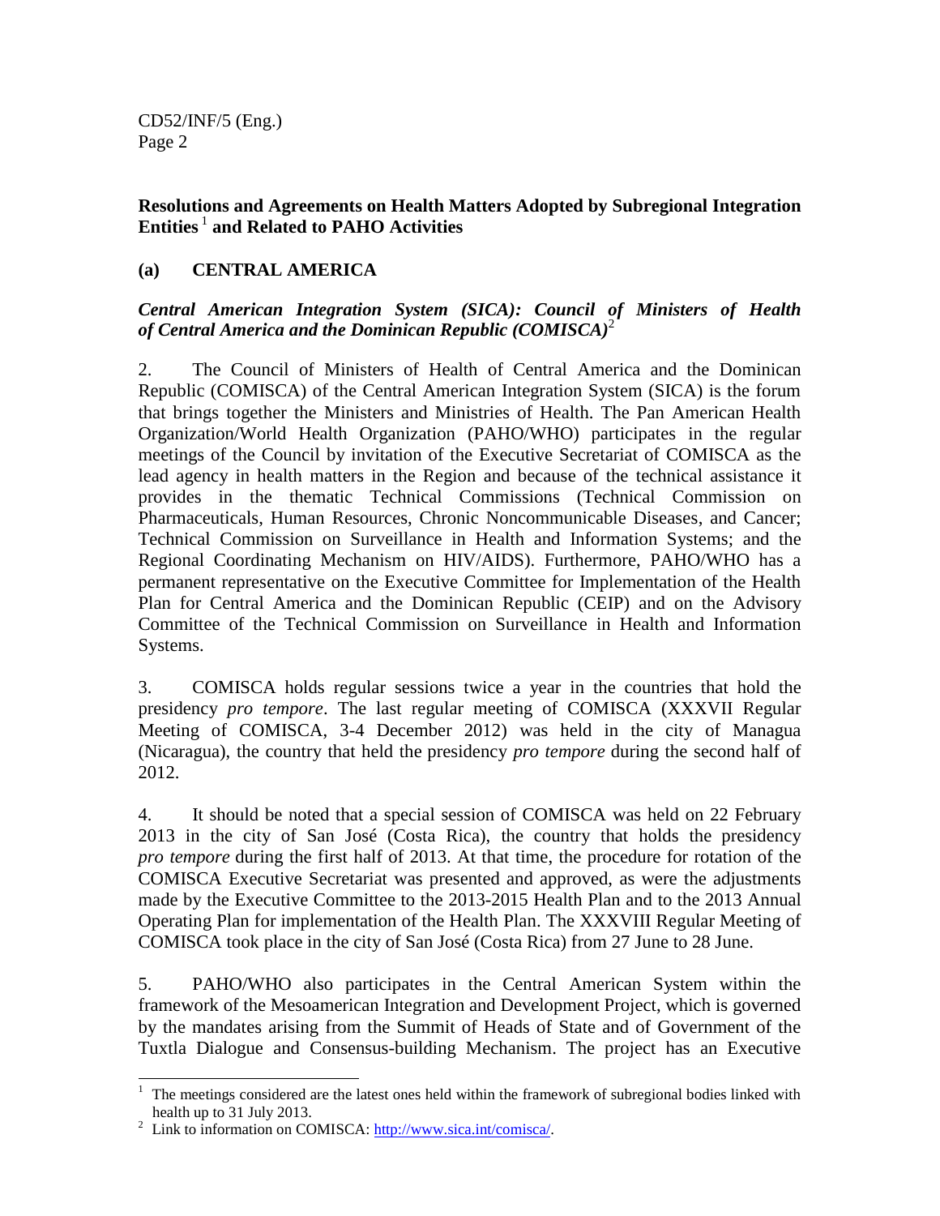**Resolutions and Agreements on Health Matters Adopted by Subregional Integration Entities**[1] **and Related to PAHO Activities**

## (a) CENTRAL AMERICA

### *Central American Integration System (SICA): Council of Ministers of Health of Central America and the Dominican Republic (COMISCA)*[2]

2. The Council of Ministers of Health of Central America and the Dominican Republic (COMISCA) of the Central American Integration System (SICA) is the forum that brings together the Ministers and Ministries of Health. The Pan American Health Organization/World Health Organization (PAHO/WHO) participates in the regular meetings of the Council by invitation of the Executive Secretariat of COMISCA as the lead agency in health matters in the Region and because of the technical assistance it provides in the thematic Technical Commissions (Technical Commission on Pharmaceuticals, Human Resources, Chronic Noncommunicable Diseases, and Cancer; Technical Commission on Surveillance in Health and Information Systems; and the Regional Coordinating Mechanism on HIV/AIDS). Furthermore, PAHO/WHO has a permanent representative on the Executive Committee for Implementation of the Health Plan for Central America and the Dominican Republic (CEIP) and on the Advisory Committee of the Technical Commission on Surveillance in Health and Information Systems.

3. COMISCA holds regular sessions twice a year in the countries that hold the presidency *pro tempore*. The last regular meeting of COMISCA (XXXVII Regular Meeting of COMISCA, 3-4 December 2012) was held in the city of Managua (Nicaragua), the country that held the presidency *pro tempore* during the second half of 2012.

4. It should be noted that a special session of COMISCA was held on 22 February 2013 in the city of San José (Costa Rica), the country that holds the presidency *pro tempore* during the first half of 2013. At that time, the procedure for rotation of the COMISCA Executive Secretariat was presented and approved, as were the adjustments made by the Executive Committee to the 2013-2015 Health Plan and to the 2013 Annual Operating Plan for implementation of the Health Plan. The XXXVIII Regular Meeting of COMISCA took place in the city of San José (Costa Rica) from 27 June to 28 June.

5. PAHO/WHO also participates in the Central American System within the framework of the Mesoamerican Integration and Development Project, which is governed by the mandates arising from the Summit of Heads of State and of Government of the Tuxtla Dialogue and Consensus-building Mechanism. The project has an Executive

---

[1] The meetings considered are the latest ones held within the framework of subregional bodies linked with health up to 31 July 2013.

[2] Link to information on COMISCA: http://www.sica.int/comisca/.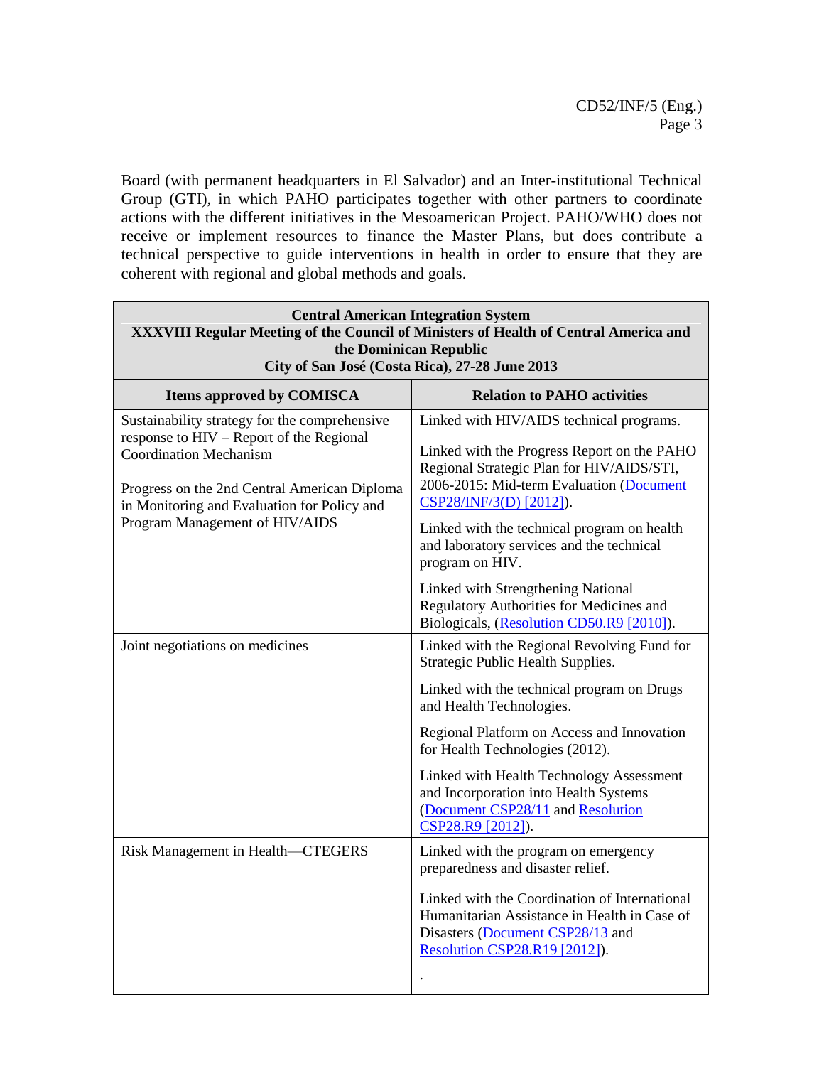Board (with permanent headquarters in El Salvador) and an Inter-institutional Technical Group (GTI), in which PAHO participates together with other partners to coordinate actions with the different initiatives in the Mesoamerican Project. PAHO/WHO does not receive or implement resources to finance the Master Plans, but does contribute a technical perspective to guide interventions in health in order to ensure that they are coherent with regional and global methods and goals.

| **Central American Integration System**<br>**XXXVIII Regular Meeting of the Council of Ministers of Health of Central America and the Dominican Republic**<br>**City of San José (Costa Rica), 27-28 June 2013** | |
|---|---|
| **Items approved by COMISCA** | **Relation to PAHO activities** |
| Sustainability strategy for the comprehensive response to HIV – Report of the Regional Coordination Mechanism<br><br>Progress on the 2nd Central American Diploma in Monitoring and Evaluation for Policy and Program Management of HIV/AIDS | Linked with HIV/AIDS technical programs.<br><br>Linked with the Progress Report on the PAHO Regional Strategic Plan for HIV/AIDS/STI, 2006-2015: Mid-term Evaluation (Document CSP28/INF/3(D) [2012]).<br><br>Linked with the technical program on health and laboratory services and the technical program on HIV.<br><br>Linked with Strengthening National Regulatory Authorities for Medicines and Biologicals, (Resolution CD50.R9 [2010]). |
| Joint negotiations on medicines | Linked with the Regional Revolving Fund for Strategic Public Health Supplies.<br><br>Linked with the technical program on Drugs and Health Technologies.<br><br>Regional Platform on Access and Innovation for Health Technologies (2012).<br><br>Linked with Health Technology Assessment and Incorporation into Health Systems (Document CSP28/11 and Resolution CSP28.R9 [2012]). |
| Risk Management in Health—CTEGERS | Linked with the program on emergency preparedness and disaster relief.<br><br>Linked with the Coordination of International Humanitarian Assistance in Health in Case of Disasters (Document CSP28/13 and Resolution CSP28.R19 [2012]).<br><br>. |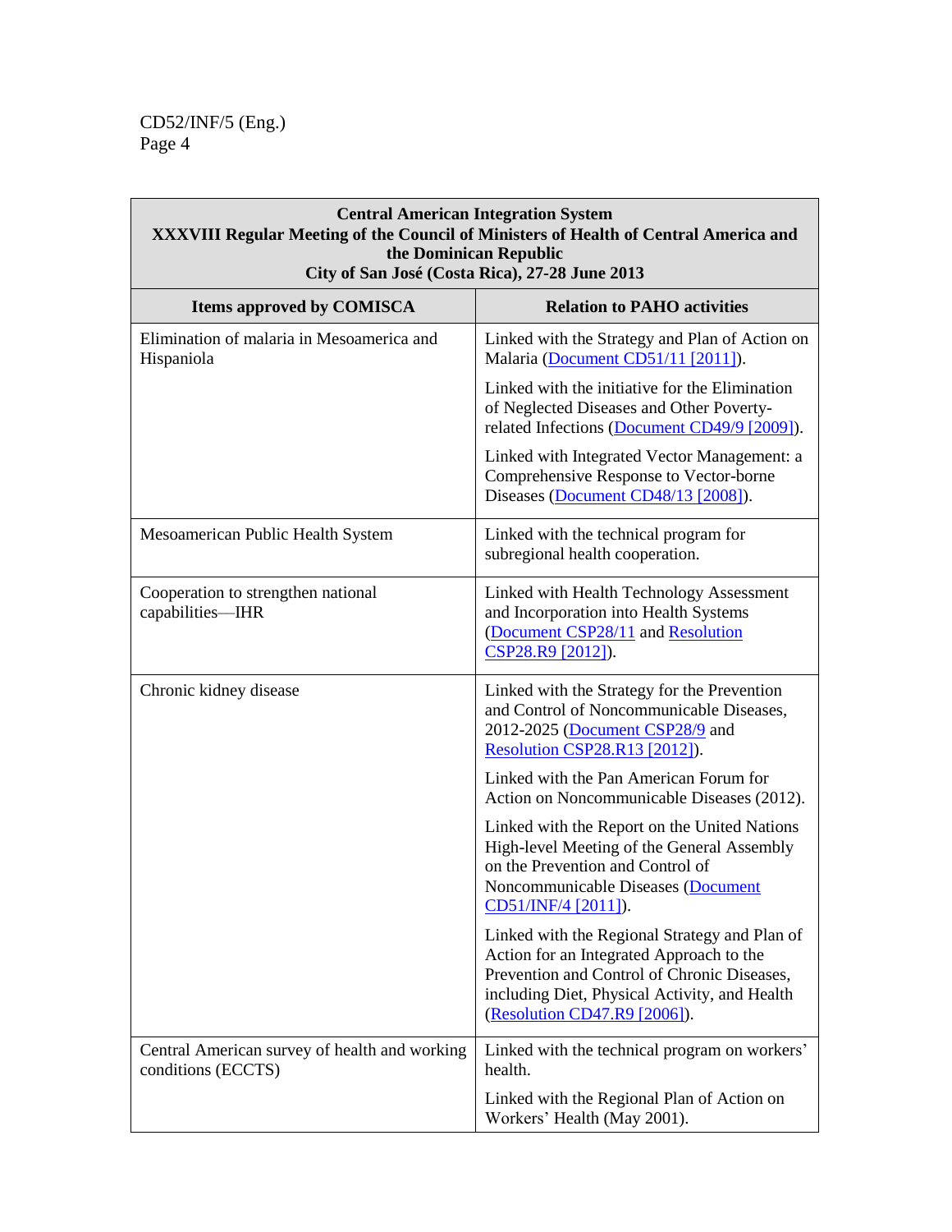| **Central American Integration System XXXVIII Regular Meeting of the Council of Ministers of Health of Central America and the Dominican Republic City of San José (Costa Rica), 27-28 June 2013** | |
|---|---|
| **Items approved by COMISCA** | **Relation to PAHO activities** |
| Elimination of malaria in Mesoamerica and Hispaniola | Linked with the Strategy and Plan of Action on Malaria (Document CD51/11 [2011]).<br><br>Linked with the initiative for the Elimination of Neglected Diseases and Other Poverty-related Infections (Document CD49/9 [2009]).<br><br>Linked with Integrated Vector Management: a Comprehensive Response to Vector-borne Diseases (Document CD48/13 [2008]). |
| Mesoamerican Public Health System | Linked with the technical program for subregional health cooperation. |
| Cooperation to strengthen national capabilities—IHR | Linked with Health Technology Assessment and Incorporation into Health Systems (Document CSP28/11 and Resolution CSP28.R9 [2012]). |
| Chronic kidney disease | Linked with the Strategy for the Prevention and Control of Noncommunicable Diseases, 2012-2025 (Document CSP28/9 and Resolution CSP28.R13 [2012]).<br><br>Linked with the Pan American Forum for Action on Noncommunicable Diseases (2012).<br><br>Linked with the Report on the United Nations High-level Meeting of the General Assembly on the Prevention and Control of Noncommunicable Diseases (Document CD51/INF/4 [2011]).<br><br>Linked with the Regional Strategy and Plan of Action for an Integrated Approach to the Prevention and Control of Chronic Diseases, including Diet, Physical Activity, and Health (Resolution CD47.R9 [2006]). |
| Central American survey of health and working conditions (ECCTS) | Linked with the technical program on workers' health.<br><br>Linked with the Regional Plan of Action on Workers' Health (May 2001). |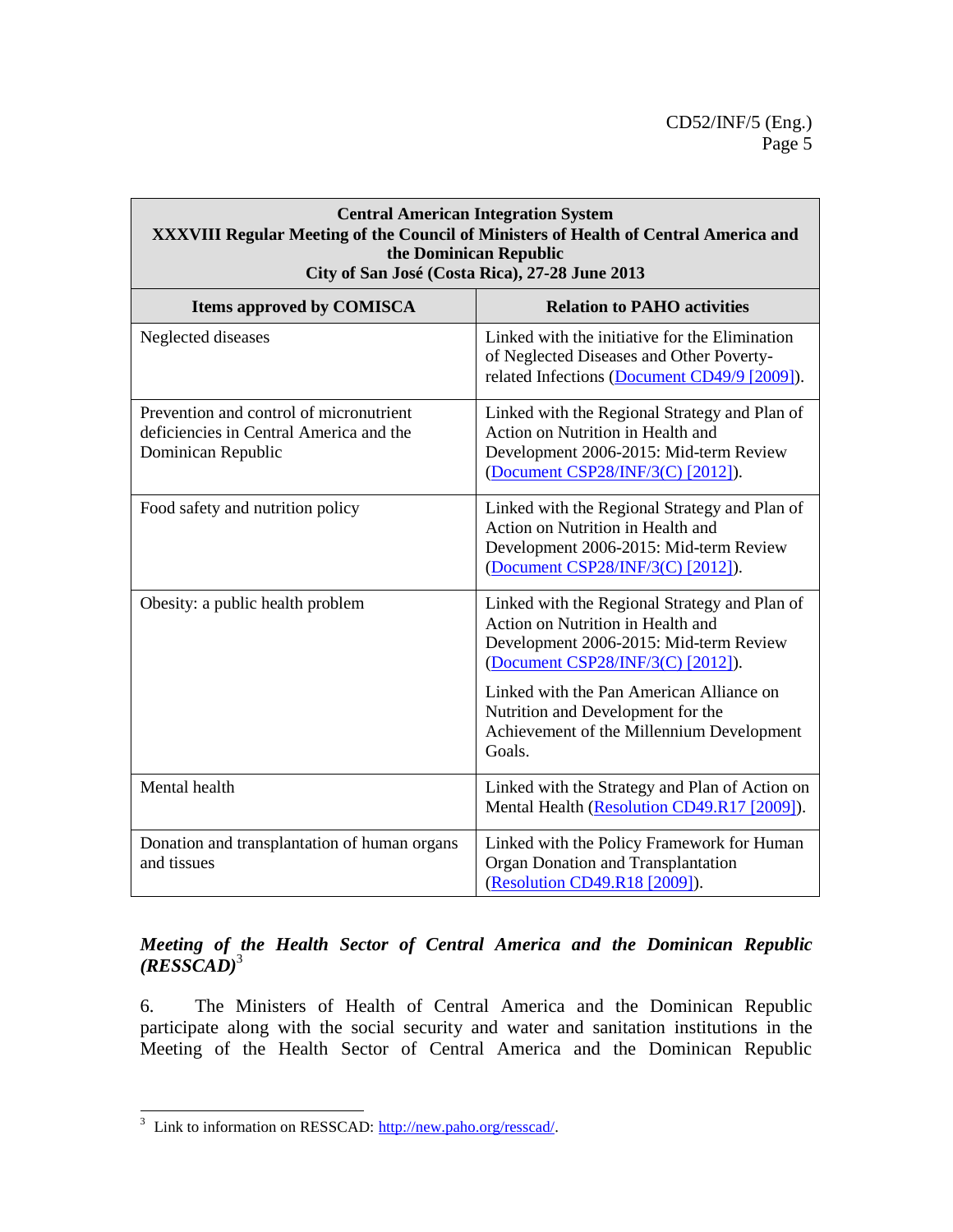| **Central American Integration System XXXVIII Regular Meeting of the Council of Ministers of Health of Central America and the Dominican Republic City of San José (Costa Rica), 27-28 June 2013** | |
|---|---|
| **Items approved by COMISCA** | **Relation to PAHO activities** |
| Neglected diseases | Linked with the initiative for the Elimination of Neglected Diseases and Other Poverty-related Infections (Document CD49/9 [2009]). |
| Prevention and control of micronutrient deficiencies in Central America and the Dominican Republic | Linked with the Regional Strategy and Plan of Action on Nutrition in Health and Development 2006-2015: Mid-term Review (Document CSP28/INF/3(C) [2012]). |
| Food safety and nutrition policy | Linked with the Regional Strategy and Plan of Action on Nutrition in Health and Development 2006-2015: Mid-term Review (Document CSP28/INF/3(C) [2012]). |
| Obesity: a public health problem | Linked with the Regional Strategy and Plan of Action on Nutrition in Health and Development 2006-2015: Mid-term Review (Document CSP28/INF/3(C) [2012]).<br><br>Linked with the Pan American Alliance on Nutrition and Development for the Achievement of the Millennium Development Goals. |
| Mental health | Linked with the Strategy and Plan of Action on Mental Health (Resolution CD49.R17 [2009]). |
| Donation and transplantation of human organs and tissues | Linked with the Policy Framework for Human Organ Donation and Transplantation (Resolution CD49.R18 [2009]). |

***Meeting of the Health Sector of Central America and the Dominican Republic (RESSCAD)***[3]

6. The Ministers of Health of Central America and the Dominican Republic participate along with the social security and water and sanitation institutions in the Meeting of the Health Sector of Central America and the Dominican Republic

[3] Link to information on RESSCAD: http://new.paho.org/resscad/.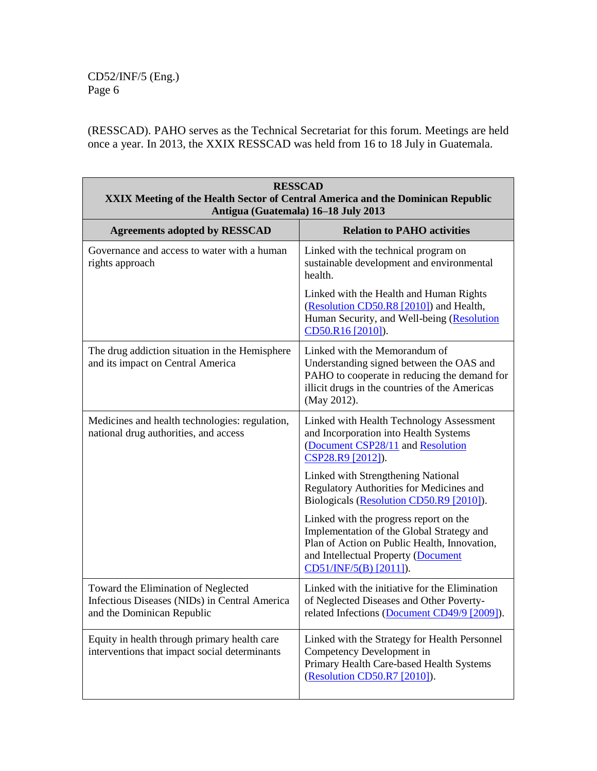(RESSCAD). PAHO serves as the Technical Secretariat for this forum. Meetings are held once a year. In 2013, the XXIX RESSCAD was held from 16 to 18 July in Guatemala.

| **RESSCAD**<br>**XXIX Meeting of the Health Sector of Central America and the Dominican Republic**<br>**Antigua (Guatemala) 16–18 July 2013** | |
|---|---|
| **Agreements adopted by RESSCAD** | **Relation to PAHO activities** |
| Governance and access to water with a human rights approach | Linked with the technical program on sustainable development and environmental health.<br><br>Linked with the Health and Human Rights (Resolution CD50.R8 [2010]) and Health, Human Security, and Well-being (Resolution CD50.R16 [2010]). |
| The drug addiction situation in the Hemisphere and its impact on Central America | Linked with the Memorandum of Understanding signed between the OAS and PAHO to cooperate in reducing the demand for illicit drugs in the countries of the Americas (May 2012). |
| Medicines and health technologies: regulation, national drug authorities, and access | Linked with Health Technology Assessment and Incorporation into Health Systems (Document CSP28/11 and Resolution CSP28.R9 [2012]).<br><br>Linked with Strengthening National Regulatory Authorities for Medicines and Biologicals (Resolution CD50.R9 [2010]).<br><br>Linked with the progress report on the Implementation of the Global Strategy and Plan of Action on Public Health, Innovation, and Intellectual Property (Document CD51/INF/5(B) [2011]). |
| Toward the Elimination of Neglected Infectious Diseases (NIDs) in Central America and the Dominican Republic | Linked with the initiative for the Elimination of Neglected Diseases and Other Poverty-related Infections (Document CD49/9 [2009]). |
| Equity in health through primary health care interventions that impact social determinants | Linked with the Strategy for Health Personnel Competency Development in Primary Health Care-based Health Systems (Resolution CD50.R7 [2010]). |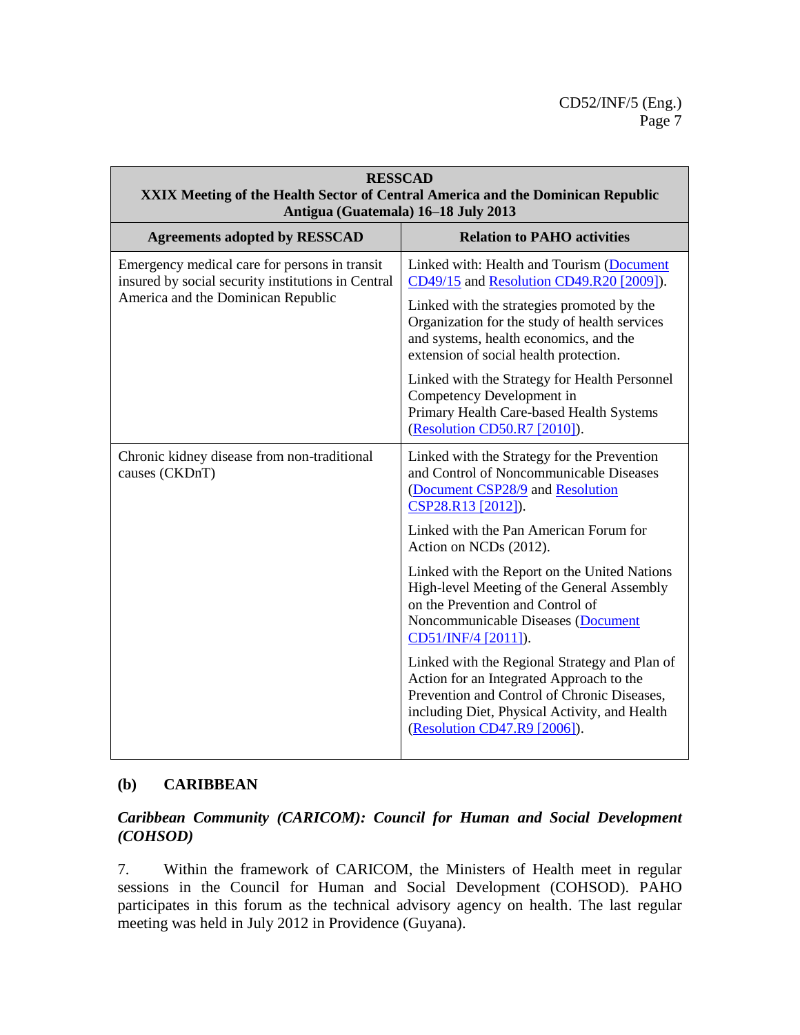| **RESSCAD<br>XXIX Meeting of the Health Sector of Central America and the Dominican Republic<br>Antigua (Guatemala) 16–18 July 2013** | |
|---|---|
| **Agreements adopted by RESSCAD** | **Relation to PAHO activities** |
| Emergency medical care for persons in transit insured by social security institutions in Central America and the Dominican Republic | Linked with: Health and Tourism (Document CD49/15 and Resolution CD49.R20 [2009]).<br><br>Linked with the strategies promoted by the Organization for the study of health services and systems, health economics, and the extension of social health protection.<br><br>Linked with the Strategy for Health Personnel Competency Development in Primary Health Care-based Health Systems (Resolution CD50.R7 [2010]). |
| Chronic kidney disease from non-traditional causes (CKDnT) | Linked with the Strategy for the Prevention and Control of Noncommunicable Diseases (Document CSP28/9 and Resolution CSP28.R13 [2012]).<br><br>Linked with the Pan American Forum for Action on NCDs (2012).<br><br>Linked with the Report on the United Nations High-level Meeting of the General Assembly on the Prevention and Control of Noncommunicable Diseases (Document CD51/INF/4 [2011]).<br><br>Linked with the Regional Strategy and Plan of Action for an Integrated Approach to the Prevention and Control of Chronic Diseases, including Diet, Physical Activity, and Health (Resolution CD47.R9 [2006]). |

## (b) CARIBBEAN

### *Caribbean Community (CARICOM): Council for Human and Social Development (COHSOD)*

7. Within the framework of CARICOM, the Ministers of Health meet in regular sessions in the Council for Human and Social Development (COHSOD). PAHO participates in this forum as the technical advisory agency on health. The last regular meeting was held in July 2012 in Providence (Guyana).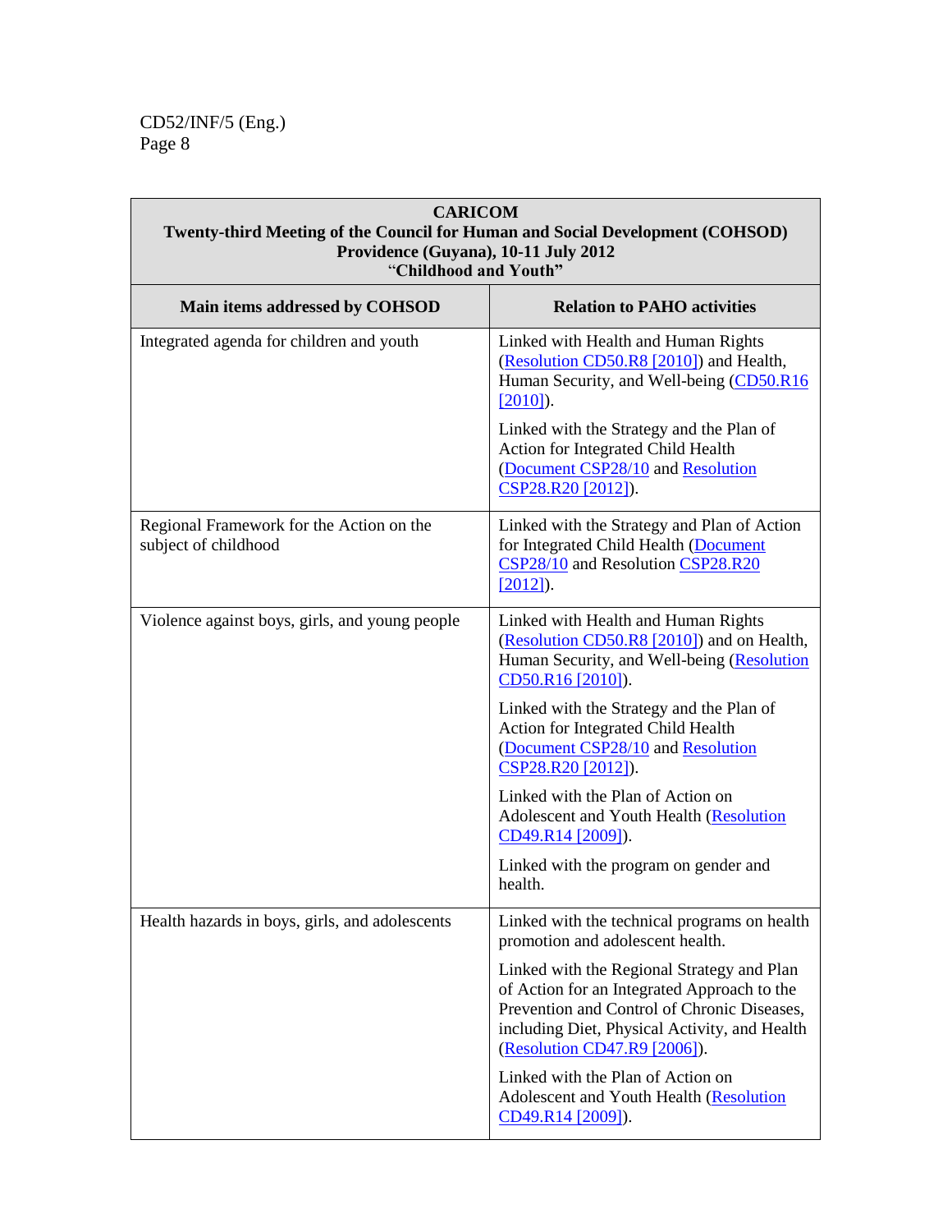| **CARICOM**<br>**Twenty-third Meeting of the Council for Human and Social Development (COHSOD)**<br>**Providence (Guyana), 10-11 July 2012**<br>**"Childhood and Youth"** | |
|---|---|
| **Main items addressed by COHSOD** | **Relation to PAHO activities** |
| Integrated agenda for children and youth | Linked with Health and Human Rights (Resolution CD50.R8 [2010]) and Health, Human Security, and Well-being (CD50.R16 [2010]).<br><br>Linked with the Strategy and the Plan of Action for Integrated Child Health (Document CSP28/10 and Resolution CSP28.R20 [2012]). |
| Regional Framework for the Action on the subject of childhood | Linked with the Strategy and Plan of Action for Integrated Child Health (Document CSP28/10 and Resolution CSP28.R20 [2012]). |
| Violence against boys, girls, and young people | Linked with Health and Human Rights (Resolution CD50.R8 [2010]) and on Health, Human Security, and Well-being (Resolution CD50.R16 [2010]).<br><br>Linked with the Strategy and the Plan of Action for Integrated Child Health (Document CSP28/10 and Resolution CSP28.R20 [2012]).<br><br>Linked with the Plan of Action on Adolescent and Youth Health (Resolution CD49.R14 [2009]).<br><br>Linked with the program on gender and health. |
| Health hazards in boys, girls, and adolescents | Linked with the technical programs on health promotion and adolescent health.<br><br>Linked with the Regional Strategy and Plan of Action for an Integrated Approach to the Prevention and Control of Chronic Diseases, including Diet, Physical Activity, and Health (Resolution CD47.R9 [2006]).<br><br>Linked with the Plan of Action on Adolescent and Youth Health (Resolution CD49.R14 [2009]). |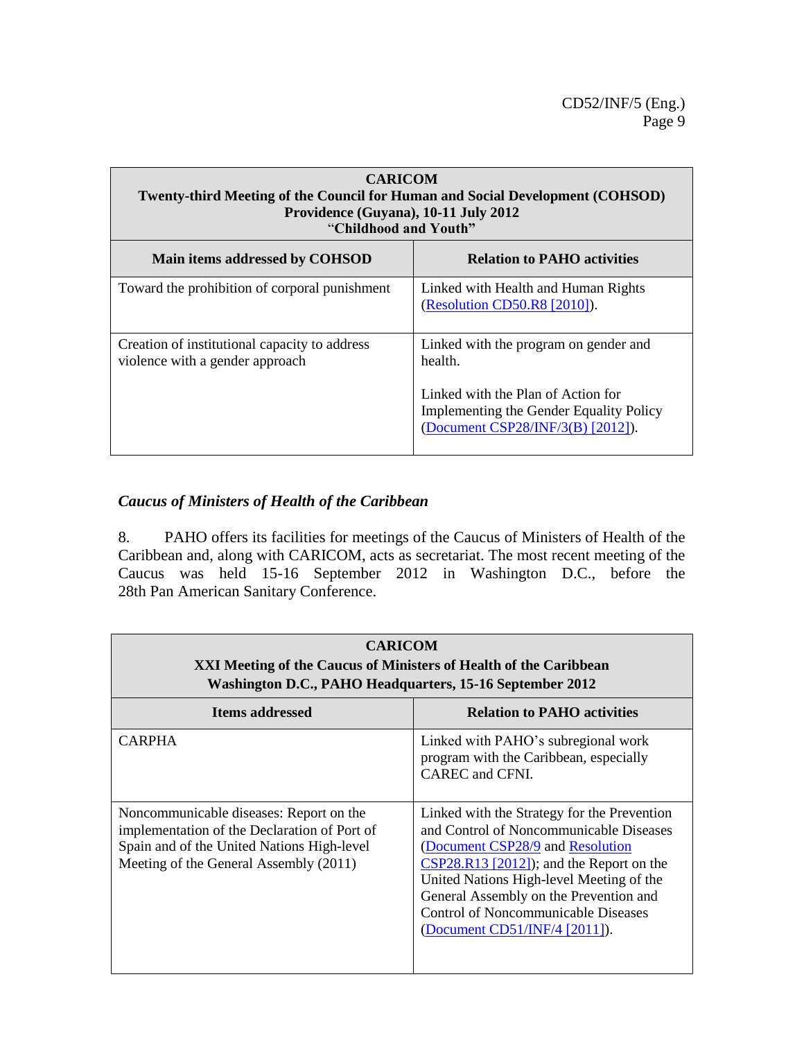| CARICOM<br>Twenty-third Meeting of the Council for Human and Social Development (COHSOD)<br>Providence (Guyana), 10-11 July 2012<br>"Childhood and Youth" | |
|---|---|
| **Main items addressed by COHSOD** | **Relation to PAHO activities** |
| Toward the prohibition of corporal punishment | Linked with Health and Human Rights (Resolution CD50.R8 [2010]). |
| Creation of institutional capacity to address violence with a gender approach | Linked with the program on gender and health.<br><br>Linked with the Plan of Action for Implementing the Gender Equality Policy (Document CSP28/INF/3(B) [2012]). |

### *Caucus of Ministers of Health of the Caribbean*

8. PAHO offers its facilities for meetings of the Caucus of Ministers of Health of the Caribbean and, along with CARICOM, acts as secretariat. The most recent meeting of the Caucus was held 15-16 September 2012 in Washington D.C., before the 28th Pan American Sanitary Conference.

| CARICOM<br>XXI Meeting of the Caucus of Ministers of Health of the Caribbean<br>Washington D.C., PAHO Headquarters, 15-16 September 2012 | |
|---|---|
| **Items addressed** | **Relation to PAHO activities** |
| CARPHA | Linked with PAHO's subregional work program with the Caribbean, especially CAREC and CFNI. |
| Noncommunicable diseases: Report on the implementation of the Declaration of Port of Spain and of the United Nations High-level Meeting of the General Assembly (2011) | Linked with the Strategy for the Prevention and Control of Noncommunicable Diseases (Document CSP28/9 and Resolution CSP28.R13 [2012]); and the Report on the United Nations High-level Meeting of the General Assembly on the Prevention and Control of Noncommunicable Diseases (Document CD51/INF/4 [2011]). |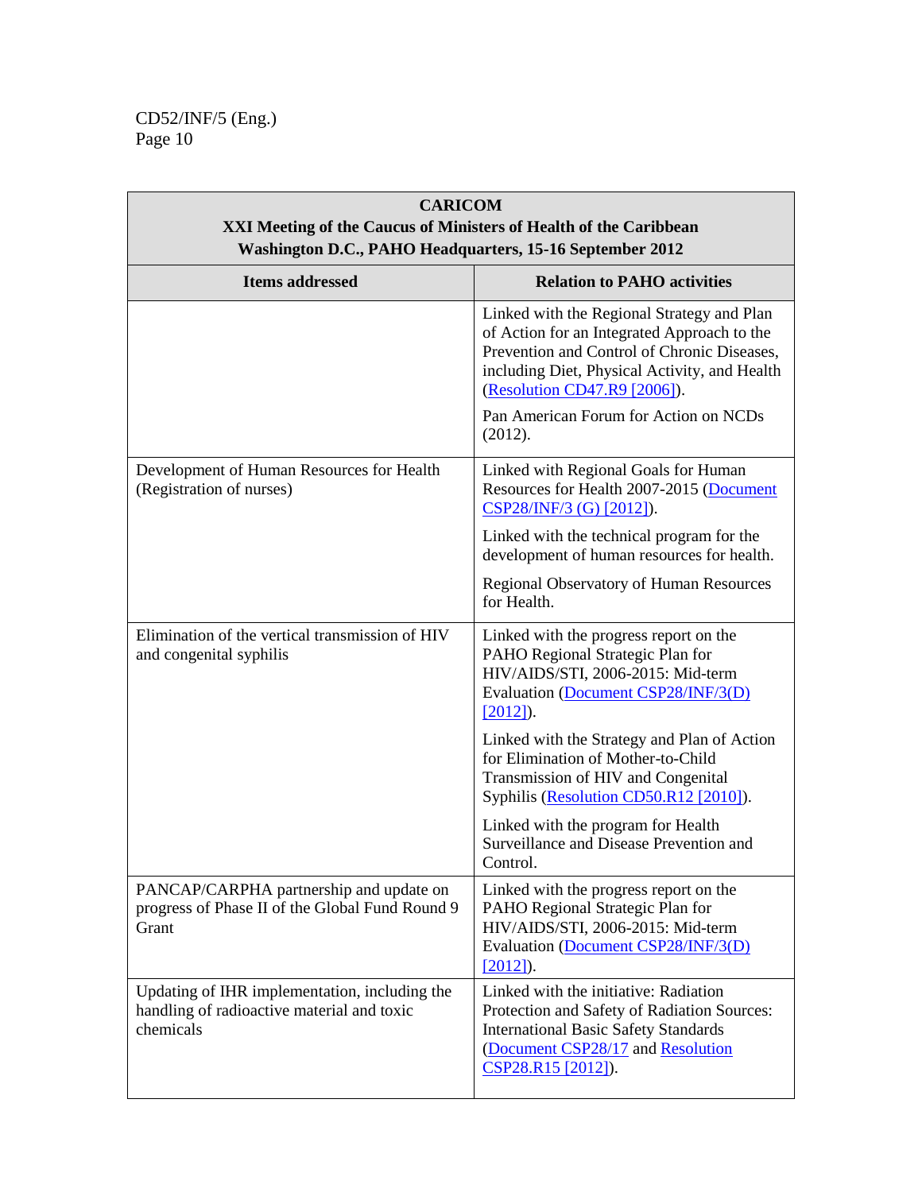| **CARICOM XXI Meeting of the Caucus of Ministers of Health of the Caribbean Washington D.C., PAHO Headquarters, 15-16 September 2012** | |
|---|---|
| **Items addressed** | **Relation to PAHO activities** |
| | Linked with the Regional Strategy and Plan of Action for an Integrated Approach to the Prevention and Control of Chronic Diseases, including Diet, Physical Activity, and Health (Resolution CD47.R9 [2006]).<br><br>Pan American Forum for Action on NCDs (2012). |
| Development of Human Resources for Health (Registration of nurses) | Linked with Regional Goals for Human Resources for Health 2007-2015 (Document CSP28/INF/3 (G) [2012]).<br><br>Linked with the technical program for the development of human resources for health.<br><br>Regional Observatory of Human Resources for Health. |
| Elimination of the vertical transmission of HIV and congenital syphilis | Linked with the progress report on the PAHO Regional Strategic Plan for HIV/AIDS/STI, 2006-2015: Mid-term Evaluation (Document CSP28/INF/3(D) [2012]).<br><br>Linked with the Strategy and Plan of Action for Elimination of Mother-to-Child Transmission of HIV and Congenital Syphilis (Resolution CD50.R12 [2010]).<br><br>Linked with the program for Health Surveillance and Disease Prevention and Control. |
| PANCAP/CARPHA partnership and update on progress of Phase II of the Global Fund Round 9 Grant | Linked with the progress report on the PAHO Regional Strategic Plan for HIV/AIDS/STI, 2006-2015: Mid-term Evaluation (Document CSP28/INF/3(D) [2012]). |
| Updating of IHR implementation, including the handling of radioactive material and toxic chemicals | Linked with the initiative: Radiation Protection and Safety of Radiation Sources: International Basic Safety Standards (Document CSP28/17 and Resolution CSP28.R15 [2012]). |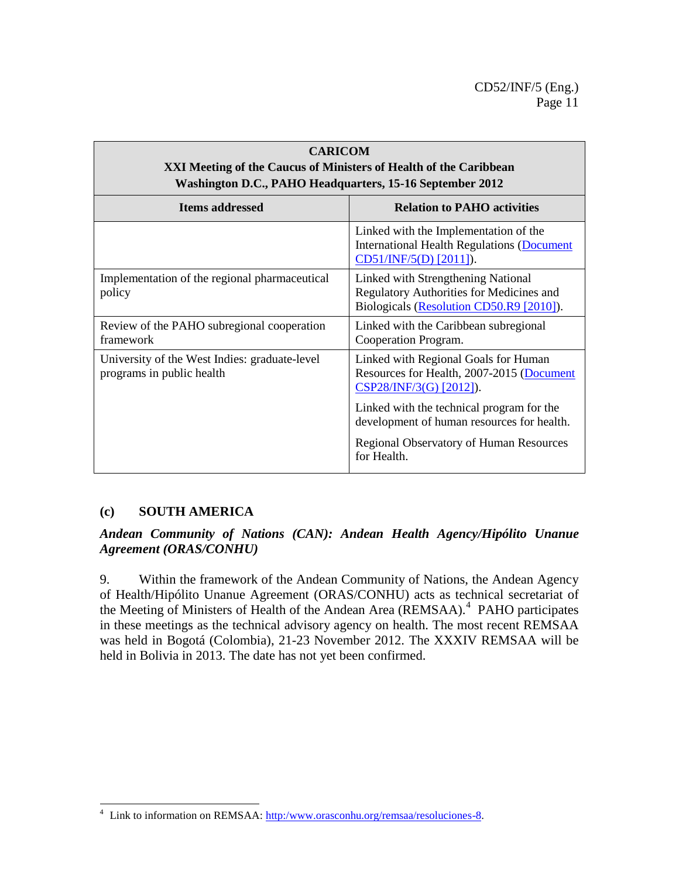| CARICOM<br>XXI Meeting of the Caucus of Ministers of Health of the Caribbean<br>Washington D.C., PAHO Headquarters, 15-16 September 2012 | |
|---|---|
| **Items addressed** | **Relation to PAHO activities** |
| | Linked with the Implementation of the International Health Regulations (Document CD51/INF/5(D) [2011]). |
| Implementation of the regional pharmaceutical policy | Linked with Strengthening National Regulatory Authorities for Medicines and Biologicals (Resolution CD50.R9 [2010]). |
| Review of the PAHO subregional cooperation framework | Linked with the Caribbean subregional Cooperation Program. |
| University of the West Indies: graduate-level programs in public health | Linked with Regional Goals for Human Resources for Health, 2007-2015 (Document CSP28/INF/3(G) [2012]).<br><br>Linked with the technical program for the development of human resources for health.<br><br>Regional Observatory of Human Resources for Health. |

## (c) SOUTH AMERICA

### *Andean Community of Nations (CAN): Andean Health Agency/Hipólito Unanue Agreement (ORAS/CONHU)*

9. Within the framework of the Andean Community of Nations, the Andean Agency of Health/Hipólito Unanue Agreement (ORAS/CONHU) acts as technical secretariat of the Meeting of Ministers of Health of the Andean Area (REMSAA).[4] PAHO participates in these meetings as the technical advisory agency on health. The most recent REMSAA was held in Bogotá (Colombia), 21-23 November 2012. The XXXIV REMSAA will be held in Bolivia in 2013. The date has not yet been confirmed.

---

[4] Link to information on REMSAA: http:/www.orasconhu.org/remsaa/resoluciones-8.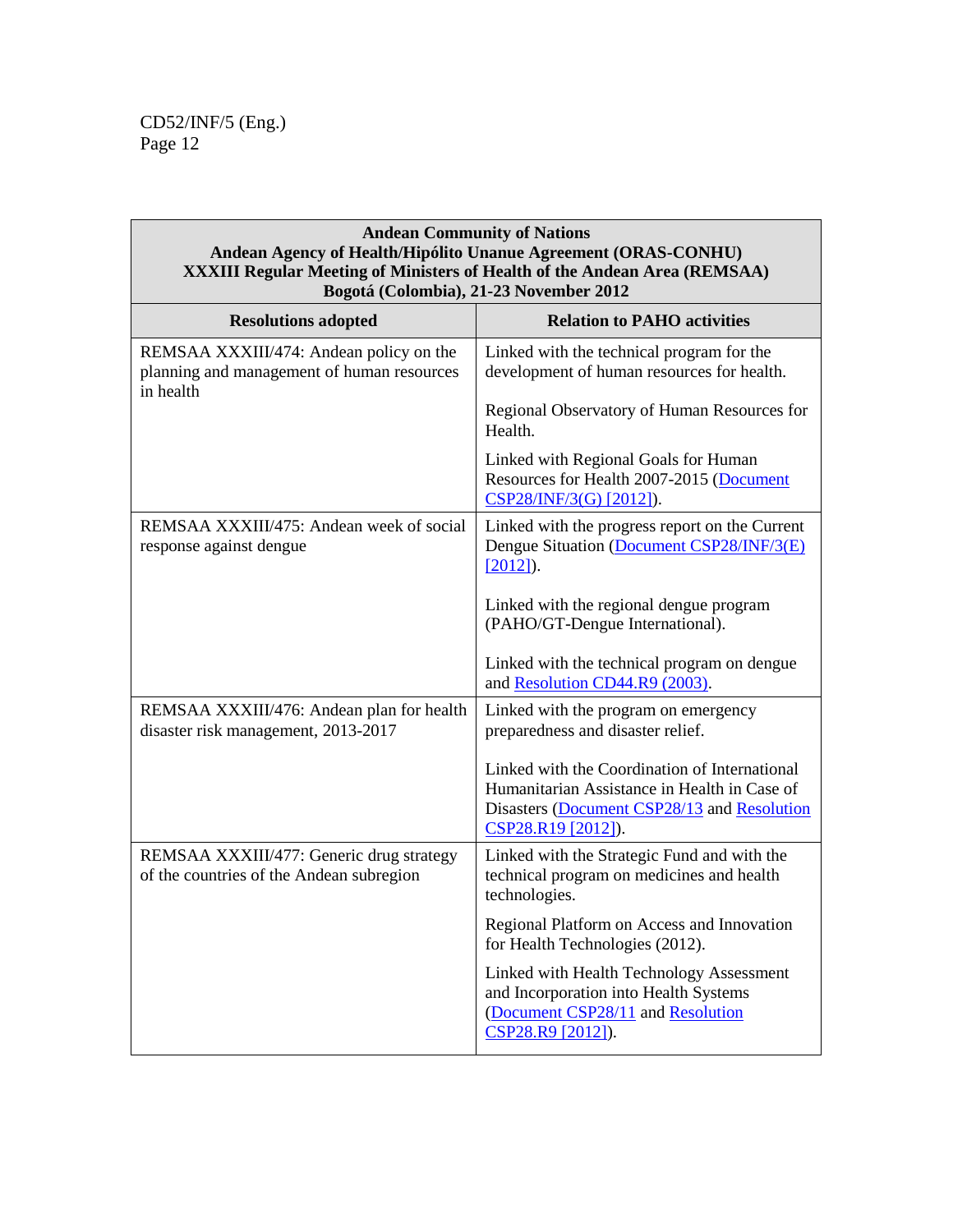| Andean Community of Nations<br>Andean Agency of Health/Hipólito Unanue Agreement (ORAS-CONHU)<br>XXXIII Regular Meeting of Ministers of Health of the Andean Area (REMSAA)<br>Bogotá (Colombia), 21-23 November 2012 | |
|---|---|
| **Resolutions adopted** | **Relation to PAHO activities** |
| REMSAA XXXIII/474: Andean policy on the planning and management of human resources in health | Linked with the technical program for the development of human resources for health.<br><br>Regional Observatory of Human Resources for Health.<br><br>Linked with Regional Goals for Human Resources for Health 2007-2015 (Document CSP28/INF/3(G) [2012]). |
| REMSAA XXXIII/475: Andean week of social response against dengue | Linked with the progress report on the Current Dengue Situation (Document CSP28/INF/3(E) [2012]).<br><br>Linked with the regional dengue program (PAHO/GT-Dengue International).<br><br>Linked with the technical program on dengue and Resolution CD44.R9 (2003). |
| REMSAA XXXIII/476: Andean plan for health disaster risk management, 2013-2017 | Linked with the program on emergency preparedness and disaster relief.<br><br>Linked with the Coordination of International Humanitarian Assistance in Health in Case of Disasters (Document CSP28/13 and Resolution CSP28.R19 [2012]). |
| REMSAA XXXIII/477: Generic drug strategy of the countries of the Andean subregion | Linked with the Strategic Fund and with the technical program on medicines and health technologies.<br><br>Regional Platform on Access and Innovation for Health Technologies (2012).<br><br>Linked with Health Technology Assessment and Incorporation into Health Systems (Document CSP28/11 and Resolution CSP28.R9 [2012]). |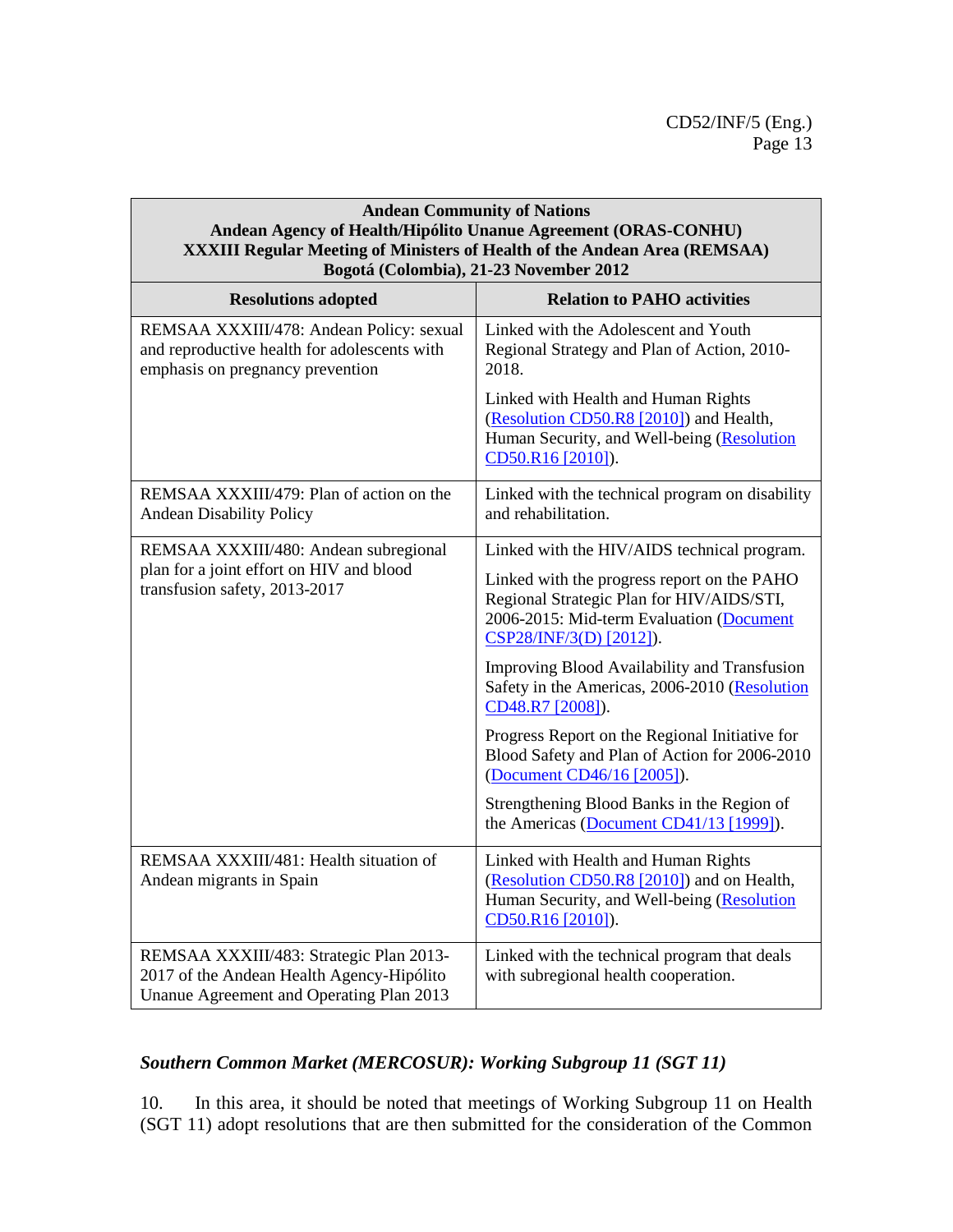| Andean Community of Nations<br>Andean Agency of Health/Hipólito Unanue Agreement (ORAS-CONHU)<br>XXXIII Regular Meeting of Ministers of Health of the Andean Area (REMSAA)<br>Bogotá (Colombia), 21-23 November 2012 | |
|---|---|
| **Resolutions adopted** | **Relation to PAHO activities** |
| REMSAA XXXIII/478: Andean Policy: sexual and reproductive health for adolescents with emphasis on pregnancy prevention | Linked with the Adolescent and Youth Regional Strategy and Plan of Action, 2010-2018.<br><br>Linked with Health and Human Rights (Resolution CD50.R8 [2010]) and Health, Human Security, and Well-being (Resolution CD50.R16 [2010]). |
| REMSAA XXXIII/479: Plan of action on the Andean Disability Policy | Linked with the technical program on disability and rehabilitation. |
| REMSAA XXXIII/480: Andean subregional plan for a joint effort on HIV and blood transfusion safety, 2013-2017 | Linked with the HIV/AIDS technical program.<br><br>Linked with the progress report on the PAHO Regional Strategic Plan for HIV/AIDS/STI, 2006-2015: Mid-term Evaluation (Document CSP28/INF/3(D) [2012]).<br><br>Improving Blood Availability and Transfusion Safety in the Americas, 2006-2010 (Resolution CD48.R7 [2008]).<br><br>Progress Report on the Regional Initiative for Blood Safety and Plan of Action for 2006-2010 (Document CD46/16 [2005]).<br><br>Strengthening Blood Banks in the Region of the Americas (Document CD41/13 [1999]). |
| REMSAA XXXIII/481: Health situation of Andean migrants in Spain | Linked with Health and Human Rights (Resolution CD50.R8 [2010]) and on Health, Human Security, and Well-being (Resolution CD50.R16 [2010]). |
| REMSAA XXXIII/483: Strategic Plan 2013-2017 of the Andean Health Agency-Hipólito Unanue Agreement and Operating Plan 2013 | Linked with the technical program that deals with subregional health cooperation. |

***Southern Common Market (MERCOSUR): Working Subgroup 11 (SGT 11)***

10. In this area, it should be noted that meetings of Working Subgroup 11 on Health (SGT 11) adopt resolutions that are then submitted for the consideration of the Common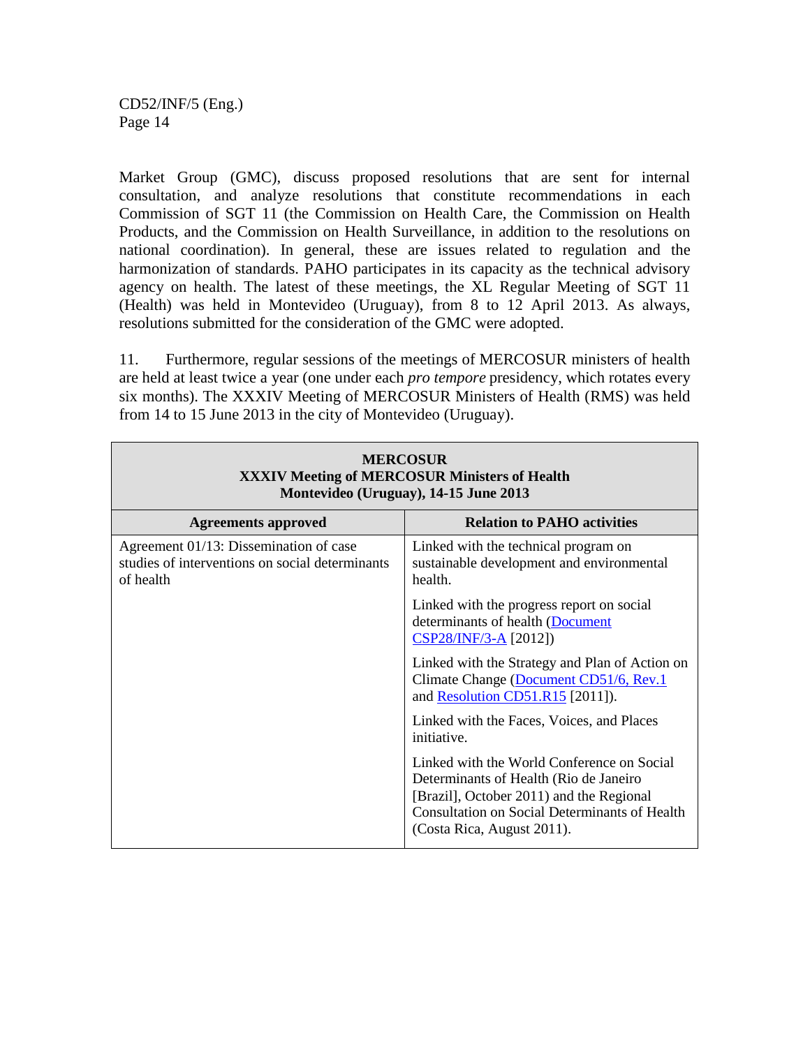Market Group (GMC), discuss proposed resolutions that are sent for internal consultation, and analyze resolutions that constitute recommendations in each Commission of SGT 11 (the Commission on Health Care, the Commission on Health Products, and the Commission on Health Surveillance, in addition to the resolutions on national coordination). In general, these are issues related to regulation and the harmonization of standards. PAHO participates in its capacity as the technical advisory agency on health. The latest of these meetings, the XL Regular Meeting of SGT 11 (Health) was held in Montevideo (Uruguay), from 8 to 12 April 2013. As always, resolutions submitted for the consideration of the GMC were adopted.

11. Furthermore, regular sessions of the meetings of MERCOSUR ministers of health are held at least twice a year (one under each *pro tempore* presidency, which rotates every six months). The XXXIV Meeting of MERCOSUR Ministers of Health (RMS) was held from 14 to 15 June 2013 in the city of Montevideo (Uruguay).

| **MERCOSUR**<br>**XXXIV Meeting of MERCOSUR Ministers of Health**<br>**Montevideo (Uruguay), 14-15 June 2013** | |
|---|---|
| **Agreements approved** | **Relation to PAHO activities** |
| Agreement 01/13: Dissemination of case studies of interventions on social determinants of health | Linked with the technical program on sustainable development and environmental health. |
| | Linked with the progress report on social determinants of health (Document CSP28/INF/3-A [2012]) |
| | Linked with the Strategy and Plan of Action on Climate Change (Document CD51/6, Rev.1 and Resolution CD51.R15 [2011]). |
| | Linked with the Faces, Voices, and Places initiative. |
| | Linked with the World Conference on Social Determinants of Health (Rio de Janeiro [Brazil], October 2011) and the Regional Consultation on Social Determinants of Health (Costa Rica, August 2011). |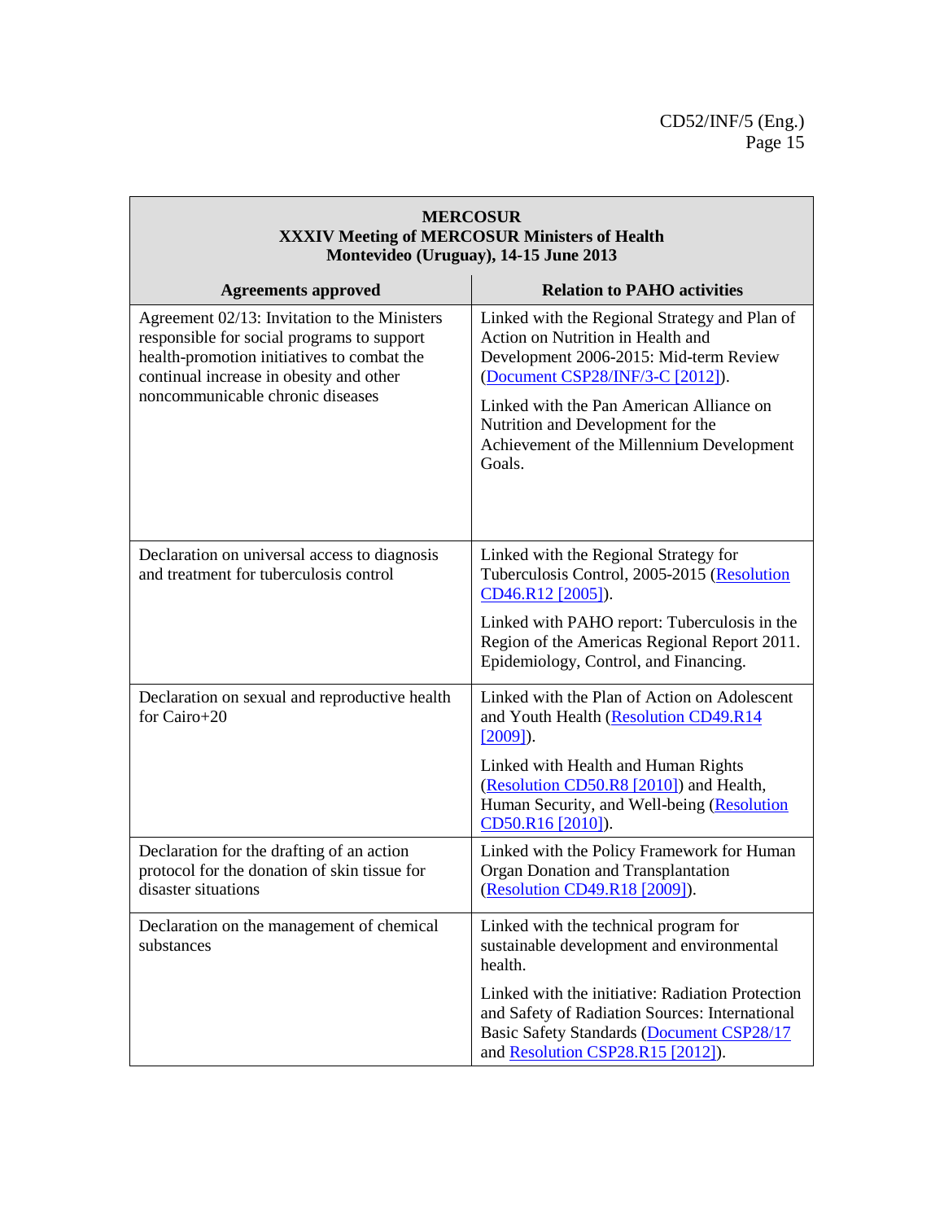| **MERCOSUR**<br>**XXXIV Meeting of MERCOSUR Ministers of Health**<br>**Montevideo (Uruguay), 14-15 June 2013** | |
|---|---|
| **Agreements approved** | **Relation to PAHO activities** |
| Agreement 02/13: Invitation to the Ministers responsible for social programs to support health-promotion initiatives to combat the continual increase in obesity and other noncommunicable chronic diseases | Linked with the Regional Strategy and Plan of Action on Nutrition in Health and Development 2006-2015: Mid-term Review (Document CSP28/INF/3-C [2012]).<br><br>Linked with the Pan American Alliance on Nutrition and Development for the Achievement of the Millennium Development Goals. |
| Declaration on universal access to diagnosis and treatment for tuberculosis control | Linked with the Regional Strategy for Tuberculosis Control, 2005-2015 (Resolution CD46.R12 [2005]).<br><br>Linked with PAHO report: Tuberculosis in the Region of the Americas Regional Report 2011. Epidemiology, Control, and Financing. |
| Declaration on sexual and reproductive health for Cairo+20 | Linked with the Plan of Action on Adolescent and Youth Health (Resolution CD49.R14 [2009]).<br><br>Linked with Health and Human Rights (Resolution CD50.R8 [2010]) and Health, Human Security, and Well-being (Resolution CD50.R16 [2010]). |
| Declaration for the drafting of an action protocol for the donation of skin tissue for disaster situations | Linked with the Policy Framework for Human Organ Donation and Transplantation (Resolution CD49.R18 [2009]). |
| Declaration on the management of chemical substances | Linked with the technical program for sustainable development and environmental health.<br><br>Linked with the initiative: Radiation Protection and Safety of Radiation Sources: International Basic Safety Standards (Document CSP28/17 and Resolution CSP28.R15 [2012]). |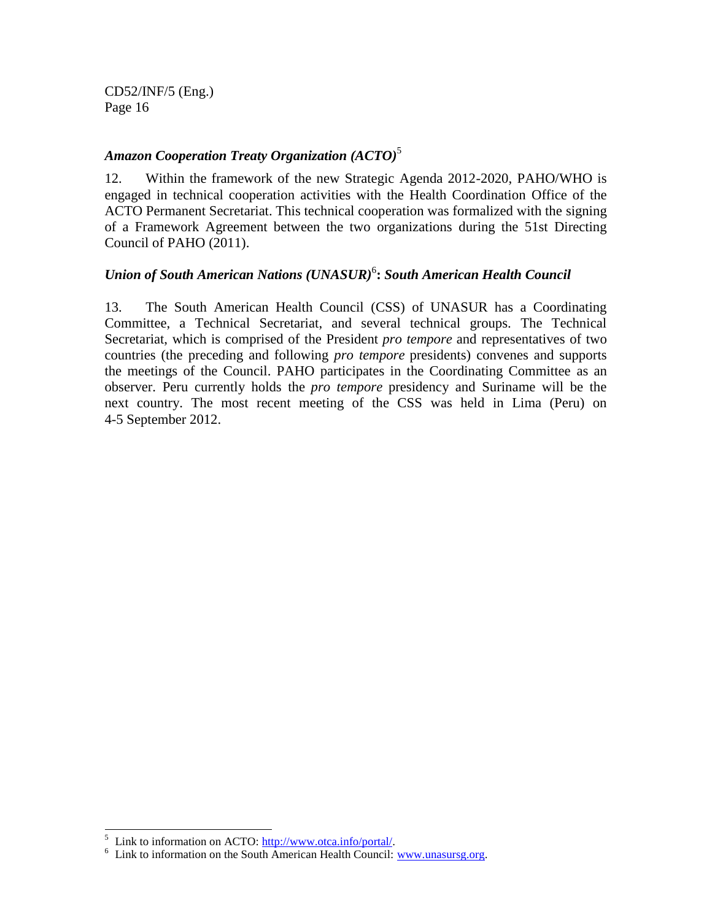### *Amazon Cooperation Treaty Organization (ACTO)*[5]

12. Within the framework of the new Strategic Agenda 2012-2020, PAHO/WHO is engaged in technical cooperation activities with the Health Coordination Office of the ACTO Permanent Secretariat. This technical cooperation was formalized with the signing of a Framework Agreement between the two organizations during the 51st Directing Council of PAHO (2011).

### *Union of South American Nations (UNASUR)*[6]: *South American Health Council*

13. The South American Health Council (CSS) of UNASUR has a Coordinating Committee, a Technical Secretariat, and several technical groups. The Technical Secretariat, which is comprised of the President *pro tempore* and representatives of two countries (the preceding and following *pro tempore* presidents) convenes and supports the meetings of the Council. PAHO participates in the Coordinating Committee as an observer. Peru currently holds the *pro tempore* presidency and Suriname will be the next country. The most recent meeting of the CSS was held in Lima (Peru) on 4-5 September 2012.

---

[5] Link to information on ACTO: http://www.otca.info/portal/.

[6] Link to information on the South American Health Council: www.unasursg.org.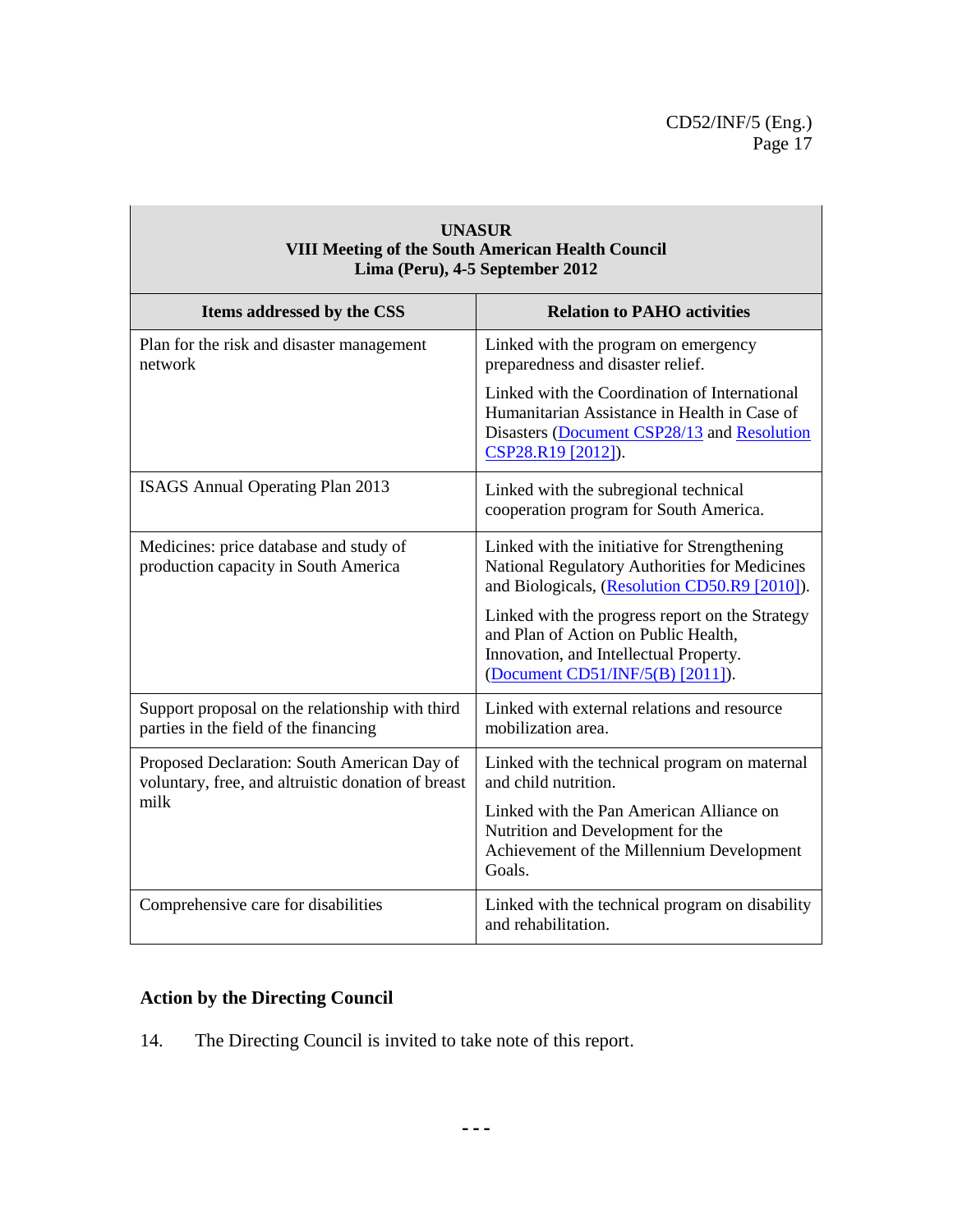| UNASUR<br>VIII Meeting of the South American Health Council<br>Lima (Peru), 4-5 September 2012 | |
|---|---|
| **Items addressed by the CSS** | **Relation to PAHO activities** |
| Plan for the risk and disaster management network | Linked with the program on emergency preparedness and disaster relief.<br><br>Linked with the Coordination of International Humanitarian Assistance in Health in Case of Disasters (Document CSP28/13 and Resolution CSP28.R19 [2012]). |
| ISAGS Annual Operating Plan 2013 | Linked with the subregional technical cooperation program for South America. |
| Medicines: price database and study of production capacity in South America | Linked with the initiative for Strengthening National Regulatory Authorities for Medicines and Biologicals, (Resolution CD50.R9 [2010]).<br><br>Linked with the progress report on the Strategy and Plan of Action on Public Health, Innovation, and Intellectual Property. (Document CD51/INF/5(B) [2011]). |
| Support proposal on the relationship with third parties in the field of the financing | Linked with external relations and resource mobilization area. |
| Proposed Declaration: South American Day of voluntary, free, and altruistic donation of breast milk | Linked with the technical program on maternal and child nutrition.<br><br>Linked with the Pan American Alliance on Nutrition and Development for the Achievement of the Millennium Development Goals. |
| Comprehensive care for disabilities | Linked with the technical program on disability and rehabilitation. |

### Action by the Directing Council

14. The Directing Council is invited to take note of this report.

- - -